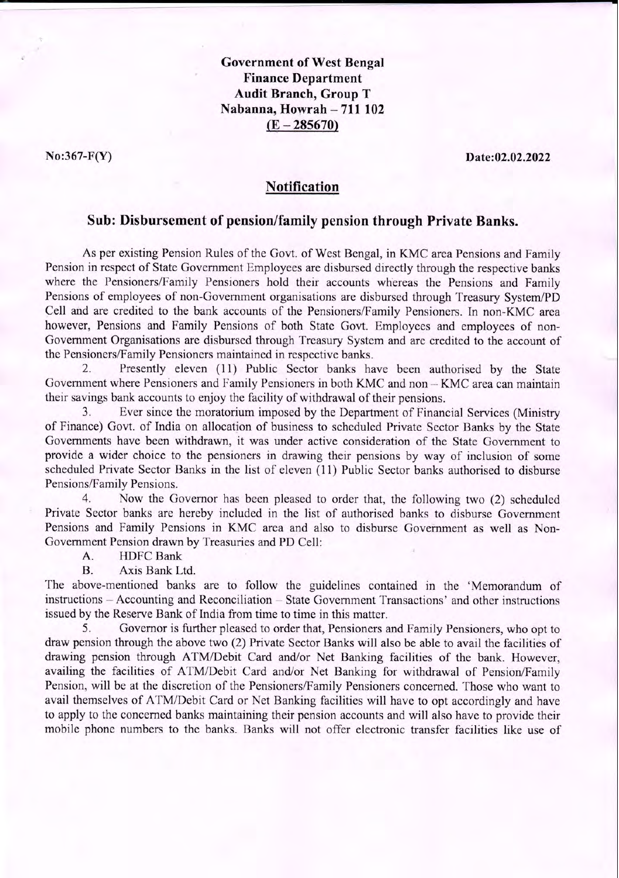**Government of West Bengal**
**Finance Department**
**Audit Branch, Group T**
**Nabanna, Howrah – 711 102**
**(E – 285670)**

**No:367-F(Y)** **Date:02.02.2022**

## Notification

### Sub: Disbursement of pension/family pension through Private Banks.

As per existing Pension Rules of the Govt. of West Bengal, in KMC area Pensions and Family Pension in respect of State Government Employees are disbursed directly through the respective banks where the Pensioners/Family Pensioners hold their accounts whereas the Pensions and Family Pensions of employees of non-Government organisations are disbursed through Treasury System/PD Cell and are credited to the bank accounts of the Pensioners/Family Pensioners. In non-KMC area however, Pensions and Family Pensions of both State Govt. Employees and employees of non-Government Organisations are disbursed through Treasury System and are credited to the account of the Pensioners/Family Pensioners maintained in respective banks.

2. Presently eleven (11) Public Sector banks have been authorised by the State Government where Pensioners and Family Pensioners in both KMC and non – KMC area can maintain their savings bank accounts to enjoy the facility of withdrawal of their pensions.

3. Ever since the moratorium imposed by the Department of Financial Services (Ministry of Finance) Govt. of India on allocation of business to scheduled Private Sector Banks by the State Governments have been withdrawn, it was under active consideration of the State Government to provide a wider choice to the pensioners in drawing their pensions by way of inclusion of some scheduled Private Sector Banks in the list of eleven (11) Public Sector banks authorised to disburse Pensions/Family Pensions.

4. Now the Governor has been pleased to order that, the following two (2) scheduled Private Sector banks are hereby included in the list of authorised banks to disburse Government Pensions and Family Pensions in KMC area and also to disburse Government as well as Non-Government Pension drawn by Treasuries and PD Cell:

A. HDFC Bank
B. Axis Bank Ltd.

The above-mentioned banks are to follow the guidelines contained in the 'Memorandum of instructions – Accounting and Reconciliation – State Government Transactions' and other instructions issued by the Reserve Bank of India from time to time in this matter.

5. Governor is further pleased to order that, Pensioners and Family Pensioners, who opt to draw pension through the above two (2) Private Sector Banks will also be able to avail the facilities of drawing pension through ATM/Debit Card and/or Net Banking facilities of the bank. However, availing the facilities of ATM/Debit Card and/or Net Banking for withdrawal of Pension/Family Pension, will be at the discretion of the Pensioners/Family Pensioners concerned. Those who want to avail themselves of ATM/Debit Card or Net Banking facilities will have to opt accordingly and have to apply to the concerned banks maintaining their pension accounts and will also have to provide their mobile phone numbers to the banks. Banks will not offer electronic transfer facilities like use of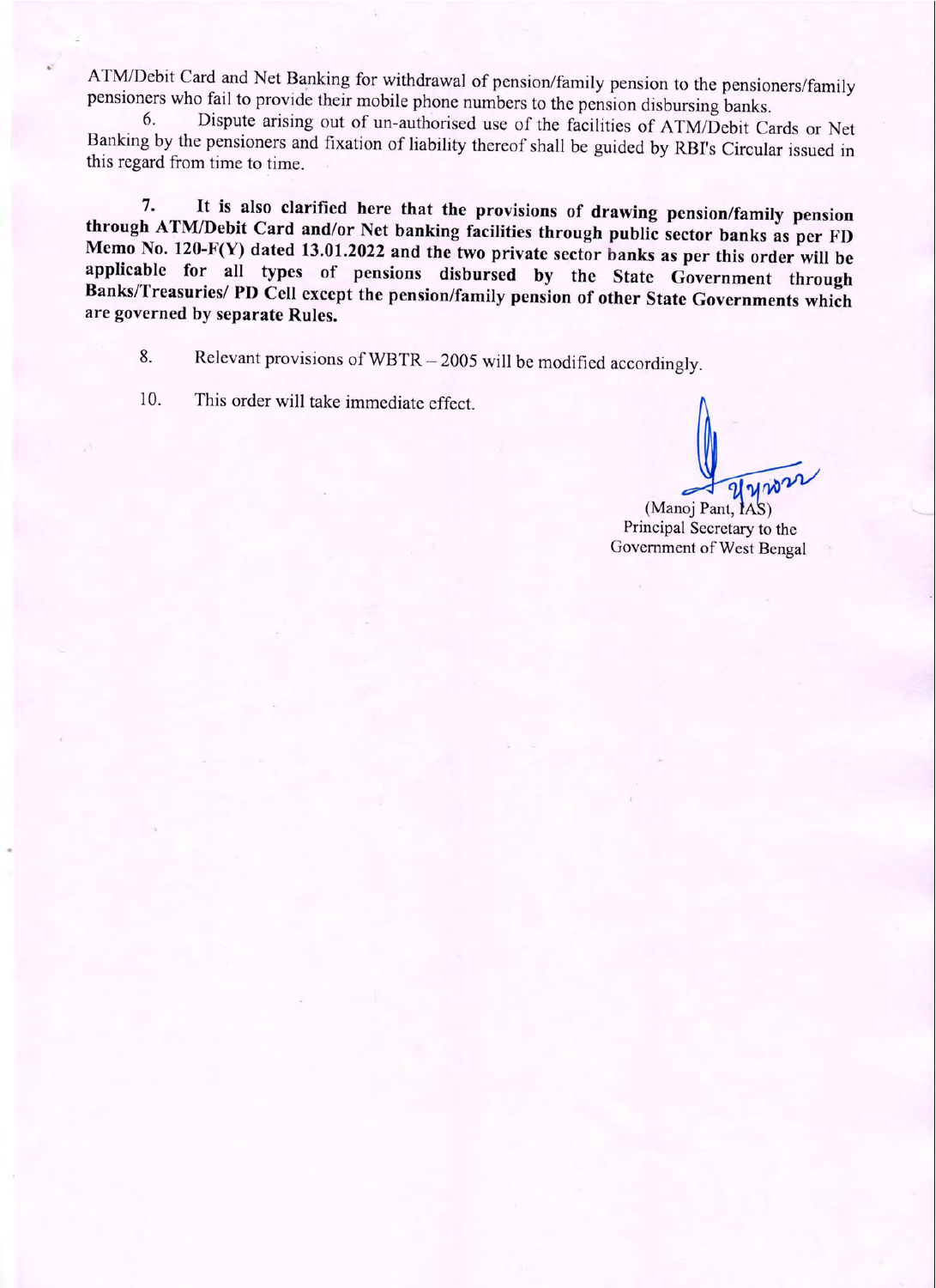ATM/Debit Card and Net Banking for withdrawal of pension/family pension to the pensioners/family pensioners who fail to provide their mobile phone numbers to the pension disbursing banks.

6. Dispute arising out of un-authorised use of the facilities of ATM/Debit Cards or Net Banking by the pensioners and fixation of liability thereof shall be guided by RBI's Circular issued in this regard from time to time.

**7. It is also clarified here that the provisions of drawing pension/family pension through ATM/Debit Card and/or Net banking facilities through public sector banks as per FD Memo No. 120-F(Y) dated 13.01.2022 and the two private sector banks as per this order will be applicable for all types of pensions disbursed by the State Government through Banks/Treasuries/ PD Cell except the pension/family pension of other State Governments which are governed by separate Rules.**

8. Relevant provisions of WBTR – 2005 will be modified accordingly.

10. This order will take immediate effect.

(Manoj Pant, IAS)
Principal Secretary to the
Government of West Bengal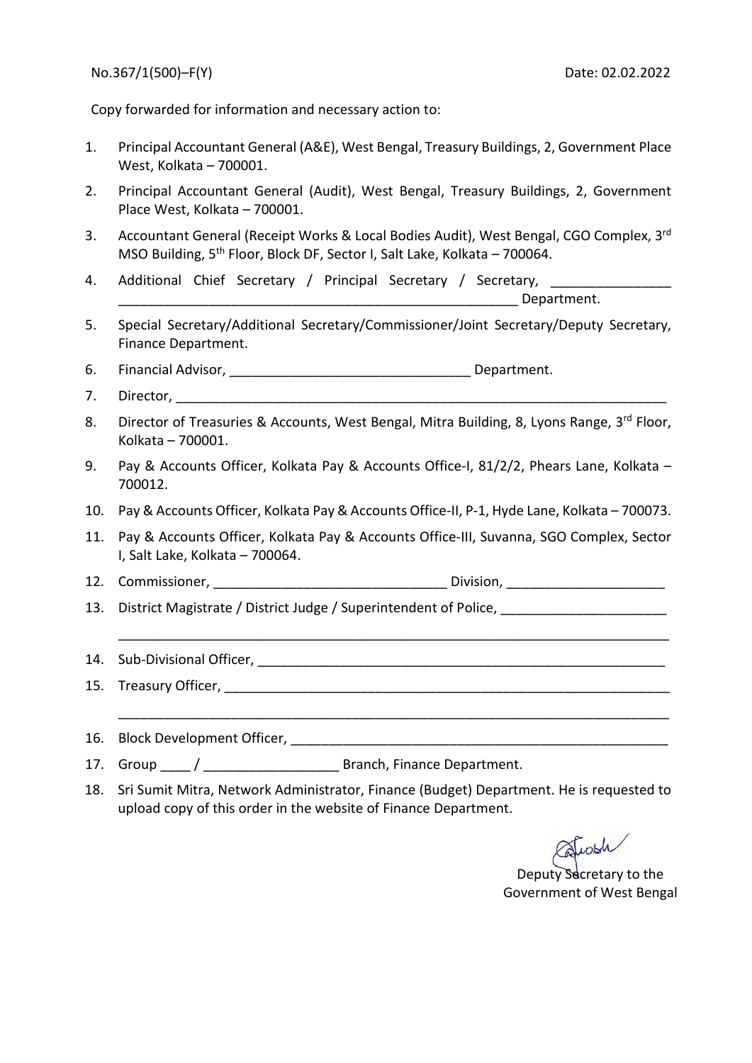No.367/1(500)–F(Y) Date: 02.02.2022

Copy forwarded for information and necessary action to:

1. Principal Accountant General (A&E), West Bengal, Treasury Buildings, 2, Government Place West, Kolkata – 700001.
2. Principal Accountant General (Audit), West Bengal, Treasury Buildings, 2, Government Place West, Kolkata – 700001.
3. Accountant General (Receipt Works & Local Bodies Audit), West Bengal, CGO Complex, 3rd MSO Building, 5th Floor, Block DF, Sector I, Salt Lake, Kolkata – 700064.
4. Additional Chief Secretary / Principal Secretary / Secretary, ________________ ______________________________________________________ Department.
5. Special Secretary/Additional Secretary/Commissioner/Joint Secretary/Deputy Secretary, Finance Department.
6. Financial Advisor, ________________________________ Department.
7. Director, ____________________________________________________________________
8. Director of Treasuries & Accounts, West Bengal, Mitra Building, 8, Lyons Range, 3rd Floor, Kolkata – 700001.
9. Pay & Accounts Officer, Kolkata Pay & Accounts Office-I, 81/2/2, Phears Lane, Kolkata – 700012.
10. Pay & Accounts Officer, Kolkata Pay & Accounts Office-II, P-1, Hyde Lane, Kolkata – 700073.
11. Pay & Accounts Officer, Kolkata Pay & Accounts Office-III, Suvanna, SGO Complex, Sector I, Salt Lake, Kolkata – 700064.
12. Commissioner, _______________________________ Division, _____________________
13. District Magistrate / District Judge / Superintendent of Police, ______________________ ___________________________________________________________________________
14. Sub-Divisional Officer, ________________________________________________________
15. Treasury Officer, _____________________________________________________________ ___________________________________________________________________________
16. Block Development Officer, ____________________________________________________
17. Group ____ / __________________ Branch, Finance Department.
18. Sri Sumit Mitra, Network Administrator, Finance (Budget) Department. He is requested to upload copy of this order in the website of Finance Department.

Deputy Secretary to the
Government of West Bengal